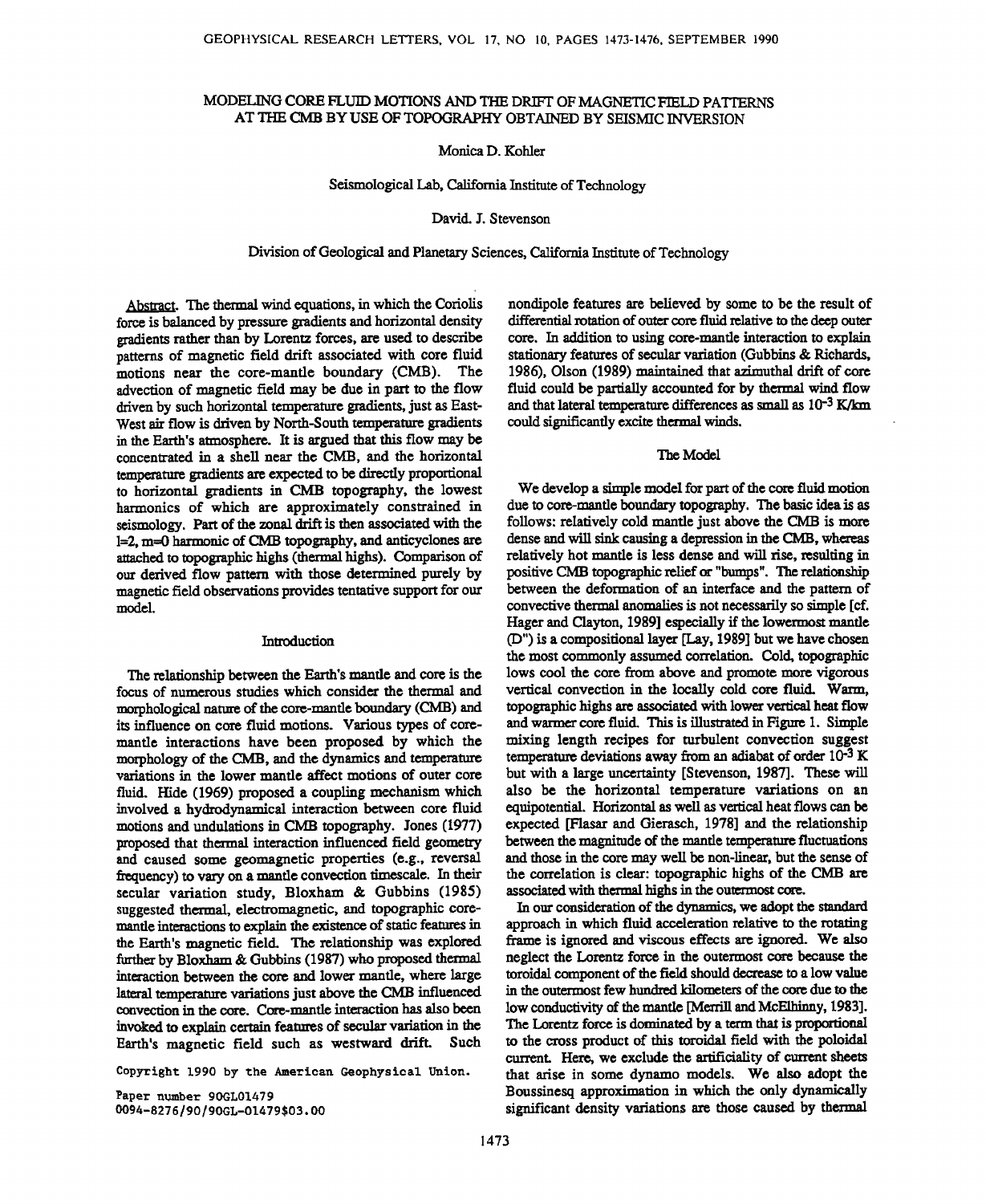# MODELING CORE FLUID MOTIONS AND THE DRIFT OF MAGNETIC FIELD PATTERNS AT THE CMB BY USE OF TOPOGRAPHY OBTAINED BY SEISMIC INVERSION

Monica D. Kohler

Seismological Lab, California Institute of Technology

David. J. Stevenson

Division of Geological and Planetary Sciences, California Institute of Technology

Abstract. The thermal wind equations, in which the Coriolis force is balanced by pressure gradients and horizontal density gradients rather than by Lorentz forces, are used to describe patterns of magnetic field drift associated with core fluid motions near the core-mantle boundary (CMB). The advection of magnetic field may be due in part to the flow driven by such horizontal temperature gradients, just as East-West air flow is driven by North-South temperature gradients in the Earth's atmosphere. It is argued that this flow may be concentrated in a shell near the CMB, and the horizontal temperature gradients are expected to be directly proportional to horizontal gradients in CMB topography, the lowest harmonics of which are approximately constrained in seismology. Part of the zonal drift is then associated with the $l=2$, $m=0$ harmonic of CMB topography, and anticyclones are attached to topographic highs (thermal highs). Comparison of our derived flow pattern with those determined purely by magnetic field observations provides tentative support for our model.

## Introduction

The relationship between the Earth's mantle and core is the focus of numerous studies which consider the thermal and morphological nature of the core-mantle boundary (CMB) and its influence on core fluid motions. Various types of core-mantle interactions have been proposed by which the morphology of the CMB, and the dynamics and temperature variations in the lower mantle affect motions of outer core fluid. Hide (1969) proposed a coupling mechanism which involved a hydrodynamical interaction between core fluid motions and undulations in CMB topography. Jones (1977) proposed that thermal interaction influenced field geometry and caused some geomagnetic properties (e.g., reversal frequency) to vary on a mantle convection timescale. In their secular variation study, Bloxham & Gubbins (1985) suggested thermal, electromagnetic, and topographic core-mantle interactions to explain the existence of static features in the Earth's magnetic field. The relationship was explored further by Bloxham & Gubbins (1987) who proposed thermal interaction between the core and lower mantle, where large lateral temperature variations just above the CMB influenced convection in the core. Core-mantle interaction has also been invoked to explain certain features of secular variation in the Earth's magnetic field such as westward drift. Such nondipole features are believed by some to be the result of differential rotation of outer core fluid relative to the deep outer core. In addition to using core-mantle interaction to explain stationary features of secular variation (Gubbins & Richards, 1986), Olson (1989) maintained that azimuthal drift of core fluid could be partially accounted for by thermal wind flow and that lateral temperature differences as small as $10^{-3}$ K/km could significantly excite thermal winds.

Copyright 1990 by the American Geophysical Union.

Paper number 90GL01479
0094-8276/90/90GL-01479$03.00

## The Model

We develop a simple model for part of the core fluid motion due to core-mantle boundary topography. The basic idea is as follows: relatively cold mantle just above the CMB is more dense and will sink causing a depression in the CMB, whereas relatively hot mantle is less dense and will rise, resulting in positive CMB topographic relief or "bumps". The relationship between the deformation of an interface and the pattern of convective thermal anomalies is not necessarily so simple [cf. Hager and Clayton, 1989] especially if the lowermost mantle (D") is a compositional layer [Lay, 1989] but we have chosen the most commonly assumed correlation. Cold, topographic lows cool the core from above and promote more vigorous vertical convection in the locally cold core fluid. Warm, topographic highs are associated with lower vertical heat flow and warmer core fluid. This is illustrated in Figure 1. Simple mixing length recipes for turbulent convection suggest temperature deviations away from an adiabat of order $10^{-3}$ K but with a large uncertainty [Stevenson, 1987]. These will also be the horizontal temperature variations on an equipotential. Horizontal as well as vertical heat flows can be expected [Flasar and Gierasch, 1978] and the relationship between the magnitude of the mantle temperature fluctuations and those in the core may well be non-linear, but the sense of the correlation is clear: topographic highs of the CMB are associated with thermal highs in the outermost core.

In our consideration of the dynamics, we adopt the standard approach in which fluid acceleration relative to the rotating frame is ignored and viscous effects are ignored. We also neglect the Lorentz force in the outermost core because the toroidal component of the field should decrease to a low value in the outermost few hundred kilometers of the core due to the low conductivity of the mantle [Merrill and McElhinny, 1983]. The Lorentz force is dominated by a term that is proportional to the cross product of this toroidal field with the poloidal current. Here, we exclude the artificiality of current sheets that arise in some dynamo models. We also adopt the Boussinesq approximation in which the only dynamically significant density variations are those caused by thermal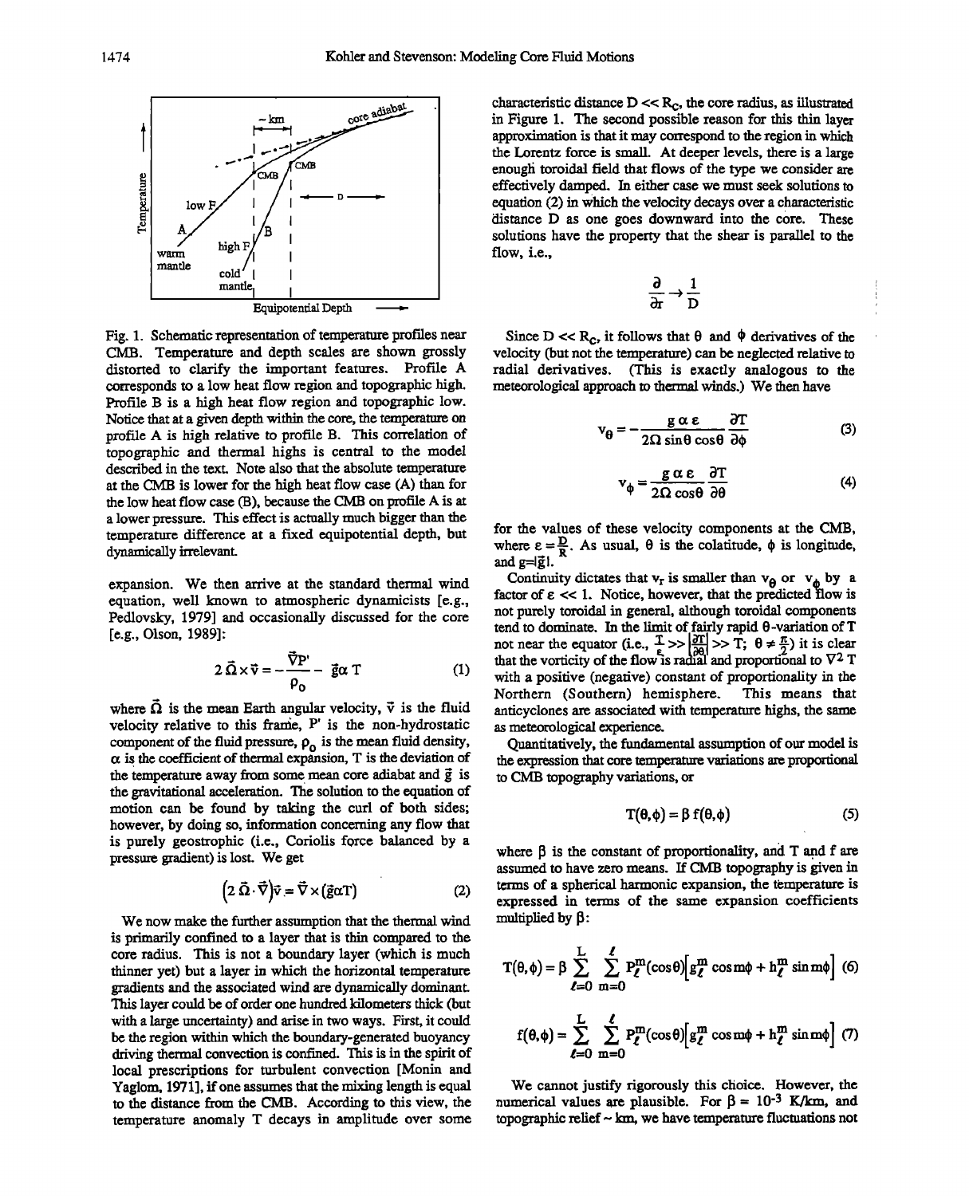~ km

core adiabat

CMB

CMB

low F

A

warm mantle

high F

B

cold mantle

D

Temperature

Equipotential Depth

Fig. 1. Schematic representation of temperature profiles near CMB. Temperature and depth scales are shown grossly distorted to clarify the important features. Profile A corresponds to a low heat flow region and topographic high. Profile B is a high heat flow region and topographic low. Notice that at a given depth within the core, the temperature on profile A is high relative to profile B. This correlation of topographic and thermal highs is central to the model described in the text. Note also that the absolute temperature at the CMB is lower for the high heat flow case (A) than for the low heat flow case (B), because the CMB on profile A is at a lower pressure. This effect is actually much bigger than the temperature difference at a fixed equipotential depth, but dynamically irrelevant.

expansion. We then arrive at the standard thermal wind equation, well known to atmospheric dynamicists [e.g., Pedlovsky, 1979] and occasionally discussed for the core [e.g., Olson, 1989]:

$$2\vec{\Omega}\times\vec{v} = -\frac{\vec{\nabla}P'}{\rho_0} - \vec{g}\alpha T \tag{1}$$

where $\vec{\Omega}$ is the mean Earth angular velocity, $\vec{v}$ is the fluid velocity relative to this frame, $P'$ is the non-hydrostatic component of the fluid pressure, $\rho_0$ is the mean fluid density, $\alpha$ is the coefficient of thermal expansion, $T$ is the deviation of the temperature away from some mean core adiabat and $\vec{g}$ is the gravitational acceleration. The solution to the equation of motion can be found by taking the curl of both sides; however, by doing so, information concerning any flow that is purely geostrophic (i.e., Coriolis force balanced by a pressure gradient) is lost. We get

$$\left(2\,\vec{\Omega}\cdot\vec{\nabla}\right)\vec{v} = \vec{\nabla}\times(\vec{g}\alpha T) \tag{2}$$

We now make the further assumption that the thermal wind is primarily confined to a layer that is thin compared to the core radius. This is not a boundary layer (which is much thinner yet) but a layer in which the horizontal temperature gradients and the associated wind are dynamically dominant. This layer could be of order one hundred kilometers thick (but with a large uncertainty) and arise in two ways. First, it could be the region within which the boundary-generated buoyancy driving thermal convection is confined. This is in the spirit of local prescriptions for turbulent convection [Monin and Yaglom, 1971], if one assumes that the mixing length is equal to the distance from the CMB. According to this view, the temperature anomaly $T$ decays in amplitude over some characteristic distance $D \ll R_C$, the core radius, as illustrated in Figure 1. The second possible reason for this thin layer approximation is that it may correspond to the region in which the Lorentz force is small. At deeper levels, there is a large enough toroidal field that flows of the type we consider are effectively damped. In either case we must seek solutions to equation (2) in which the velocity decays over a characteristic distance $D$ as one goes downward into the core. These solutions have the property that the shear is parallel to the flow, i.e.,

$$\frac{\partial}{\partial r} \rightarrow \frac{1}{D}$$

Since $D \ll R_C$, it follows that $\theta$ and $\phi$ derivatives of the velocity (but not the temperature) can be neglected relative to radial derivatives. (This is exactly analogous to the meteorological approach to thermal winds.) We then have

$$v_\theta = -\frac{g\,\alpha\,\varepsilon}{2\Omega\,\sin\theta\,\cos\theta}\frac{\partial T}{\partial \phi} \tag{3}$$

$$v_\phi = \frac{g\,\alpha\,\varepsilon}{2\Omega\,\cos\theta}\frac{\partial T}{\partial \theta} \tag{4}$$

for the values of these velocity components at the CMB, where $\varepsilon = \frac{D}{R}$. As usual, $\theta$ is the colatitude, $\phi$ is longitude, and $g=|\vec{g}|$.

Continuity dictates that $v_r$ is smaller than $v_\theta$ or $v_\phi$ by a factor of $\varepsilon \ll 1$. Notice, however, that the predicted flow is not purely toroidal in general, although toroidal components tend to dominate. In the limit of fairly rapid $\theta$-variation of $T$ not near the equator (i.e., $\frac{T}{\varepsilon} \gg \left|\frac{\partial T}{\partial \theta}\right| \gg T$; $\theta \neq \frac{\pi}{2}$) it is clear that the vorticity of the flow is radial and proportional to $\nabla^2 T$ with a positive (negative) constant of proportionality in the Northern (Southern) hemisphere. This means that anticyclones are associated with temperature highs, the same as meteorological experience.

Quantitatively, the fundamental assumption of our model is the expression that core temperature variations are proportional to CMB topography variations, or

$$T(\theta,\phi) = \beta\, f(\theta,\phi) \tag{5}$$

where $\beta$ is the constant of proportionality, and $T$ and $f$ are assumed to have zero means. If CMB topography is given in terms of a spherical harmonic expansion, the temperature is expressed in terms of the same expansion coefficients multiplied by $\beta$:

$$T(\theta,\phi) = \beta \sum_{\ell=0}^{L}\sum_{m=0}^{\ell} P_\ell^m(\cos\theta)\left[g_\ell^m \cos m\phi + h_\ell^m \sin m\phi\right] \tag{6}$$

$$f(\theta,\phi) = \sum_{\ell=0}^{L}\sum_{m=0}^{\ell} P_\ell^m(\cos\theta)\left[g_\ell^m \cos m\phi + h_\ell^m \sin m\phi\right] \tag{7}$$

We cannot justify rigorously this choice. However, the numerical values are plausible. For $\beta = 10^{-3}$ K/km, and topographic relief ~ km, we have temperature fluctuations not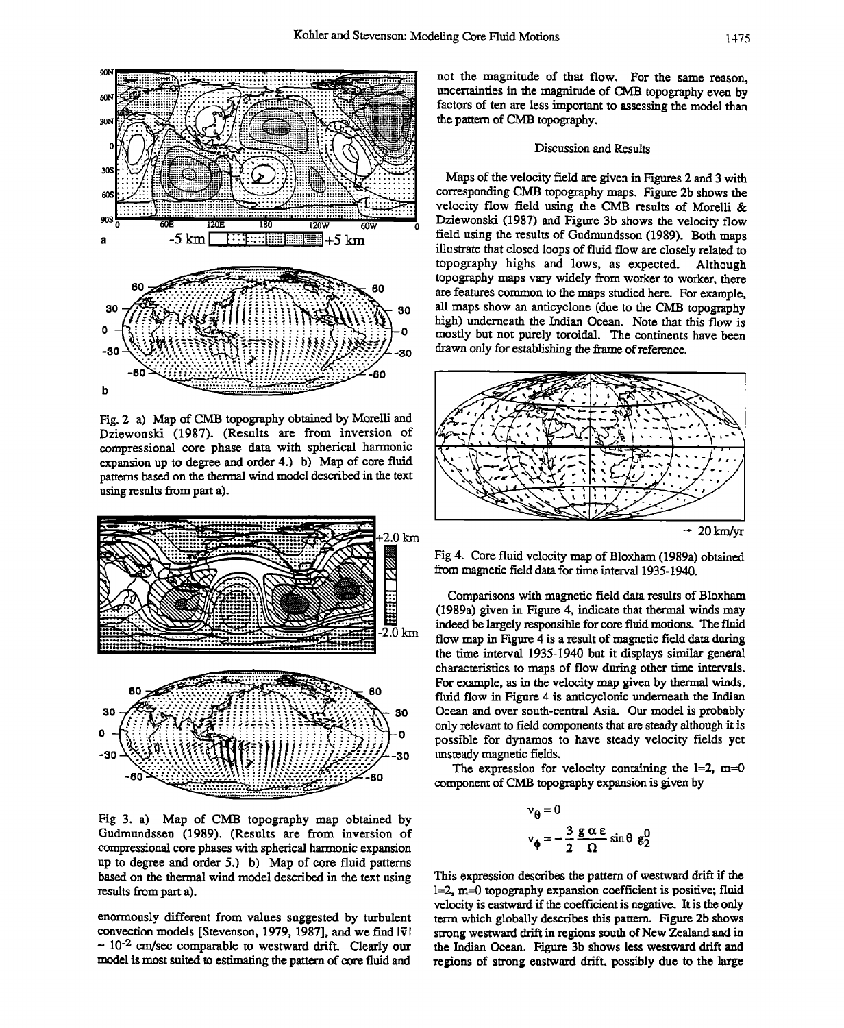90N
60N
30N
0
30S
60S
90S
0 60E 120E 180 120W 60W 0

a -5 km +5 km

60 60
30 30
0 0
-30 -30
-60 -60

b

Fig. 2 a) Map of CMB topography obtained by Morelli and Dziewonski (1987). (Results are from inversion of compressional core phase data with spherical harmonic expansion up to degree and order 4.) b) Map of core fluid patterns based on the thermal wind model described in the text using results from part a).

+2.0 km
-2.0 km

60 60
30 30
0 0
-30 -30
-60 -60

Fig 3. a) Map of CMB topography map obtained by Gudmundssen (1989). (Results are from inversion of compressional core phases with spherical harmonic expansion up to degree and order 5.) b) Map of core fluid patterns based on the thermal wind model described in the text using results from part a).

enormously different from values suggested by turbulent convection models [Stevenson, 1979, 1987], and we find $|\vec{v}| \sim 10^{-2}$ cm/sec comparable to westward drift. Clearly our model is most suited to estimating the pattern of core fluid and not the magnitude of that flow. For the same reason, uncertainties in the magnitude of CMB topography even by factors of ten are less important to assessing the model than the pattern of CMB topography.

## Discussion and Results

Maps of the velocity field are given in Figures 2 and 3 with corresponding CMB topography maps. Figure 2b shows the velocity flow field using the CMB results of Morelli & Dziewonski (1987) and Figure 3b shows the velocity flow field using the results of Gudmundsson (1989). Both maps illustrate that closed loops of fluid flow are closely related to topography highs and lows, as expected. Although topography maps vary widely from worker to worker, there are features common to the maps studied here. For example, all maps show an anticyclone (due to the CMB topography high) underneath the Indian Ocean. Note that this flow is mostly but not purely toroidal. The continents have been drawn only for establishing the frame of reference.

→ 20 km/yr

Fig 4. Core fluid velocity map of Bloxham (1989a) obtained from magnetic field data for time interval 1935-1940.

Comparisons with magnetic field data results of Bloxham (1989a) given in Figure 4, indicate that thermal winds may indeed be largely responsible for core fluid motions. The fluid flow map in Figure 4 is a result of magnetic field data during the time interval 1935-1940 but it displays similar general characteristics to maps of flow during other time intervals. For example, as in the velocity map given by thermal winds, fluid flow in Figure 4 is anticyclonic underneath the Indian Ocean and over south-central Asia. Our model is probably only relevant to field components that are steady although it is possible for dynamos to have steady velocity fields yet unsteady magnetic fields.

The expression for velocity containing the l=2, m=0 component of CMB topography expansion is given by

$$v_\theta = 0$$

$$v_\phi = -\frac{3}{2}\frac{g\,\alpha\,\varepsilon}{\Omega}\sin\theta\; g_2^0$$

This expression describes the pattern of westward drift if the l=2, m=0 topography expansion coefficient is positive; fluid velocity is eastward if the coefficient is negative. It is the only term which globally describes this pattern. Figure 2b shows strong westward drift in regions south of New Zealand and in the Indian Ocean. Figure 3b shows less westward drift and regions of strong eastward drift, possibly due to the large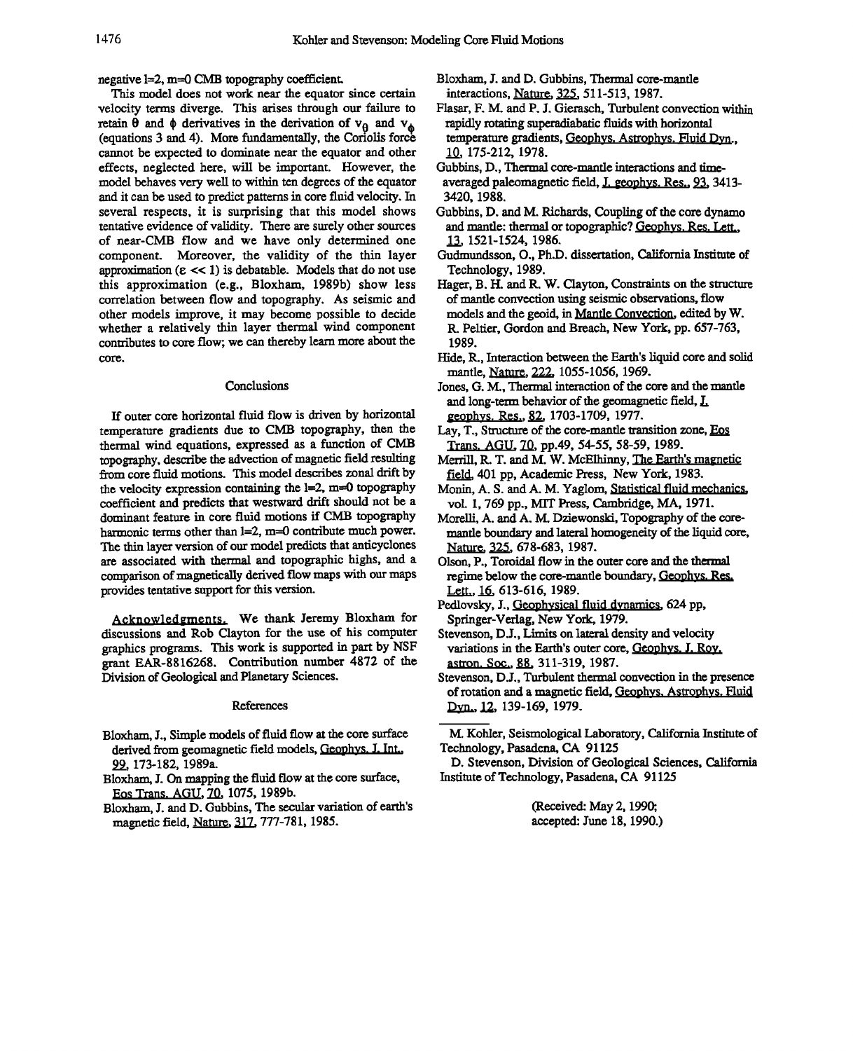negative l=2, m=0 CMB topography coefficient.

This model does not work near the equator since certain velocity terms diverge. This arises through our failure to retain $\theta$ and $\phi$ derivatives in the derivation of $v_\theta$ and $v_\phi$ (equations 3 and 4). More fundamentally, the Coriolis force cannot be expected to dominate near the equator and other effects, neglected here, will be important. However, the model behaves very well to within ten degrees of the equator and it can be used to predict patterns in core fluid velocity. In several respects, it is surprising that this model shows tentative evidence of validity. There are surely other sources of near-CMB flow and we have only determined one component. Moreover, the validity of the thin layer approximation ($\varepsilon << 1$) is debatable. Models that do not use this approximation (e.g., Bloxham, 1989b) show less correlation between flow and topography. As seismic and other models improve, it may become possible to decide whether a relatively thin layer thermal wind component contributes to core flow; we can thereby learn more about the core.

## Conclusions

If outer core horizontal fluid flow is driven by horizontal temperature gradients due to CMB topography, then the thermal wind equations, expressed as a function of CMB topography, describe the advection of magnetic field resulting from core fluid motions. This model describes zonal drift by the velocity expression containing the l=2, m=0 topography coefficient and predicts that westward drift should not be a dominant feature in core fluid motions if CMB topography harmonic terms other than l=2, m=0 contribute much power. The thin layer version of our model predicts that anticyclones are associated with thermal and topographic highs, and a comparison of magnetically derived flow maps with our maps provides tentative support for this version.

Acknowledgments. We thank Jeremy Bloxham for discussions and Rob Clayton for the use of his computer graphics programs. This work is supported in part by NSF grant EAR-8816268. Contribution number 4872 of the Division of Geological and Planetary Sciences.

## References

Bloxham, J., Simple models of fluid flow at the core surface derived from geomagnetic field models, Geophys. J. Int., 99, 173-182, 1989a.

Bloxham, J. On mapping the fluid flow at the core surface, Eos Trans. AGU, 70, 1075, 1989b.

Bloxham, J. and D. Gubbins, The secular variation of earth's magnetic field, Nature, 317, 777-781, 1985.

Bloxham, J. and D. Gubbins, Thermal core-mantle interactions, Nature, 325, 511-513, 1987.

Flasar, F. M. and P. J. Gierasch, Turbulent convection within rapidly rotating superadiabatic fluids with horizontal temperature gradients, Geophys. Astrophys. Fluid Dyn., 10, 175-212, 1978.

Gubbins, D., Thermal core-mantle interactions and time-averaged paleomagnetic field, J. geophys. Res., 93, 3413-3420, 1988.

Gubbins, D. and M. Richards, Coupling of the core dynamo and mantle: thermal or topographic? Geophys. Res. Lett., 13, 1521-1524, 1986.

Gudmundsson, O., Ph.D. dissertation, California Institute of Technology, 1989.

Hager, B. H. and R. W. Clayton, Constraints on the structure of mantle convection using seismic observations, flow models and the geoid, in Mantle Convection, edited by W. R. Peltier, Gordon and Breach, New York, pp. 657-763, 1989.

Hide, R., Interaction between the Earth's liquid core and solid mantle, Nature, 222, 1055-1056, 1969.

Jones, G. M., Thermal interaction of the core and the mantle and long-term behavior of the geomagnetic field, J. geophys. Res., 82, 1703-1709, 1977.

Lay, T., Structure of the core-mantle transition zone, Eos Trans. AGU, 70, pp.49, 54-55, 58-59, 1989.

Merrill, R. T. and M. W. McElhinny, The Earth's magnetic field, 401 pp, Academic Press, New York, 1983.

Monin, A. S. and A. M. Yaglom, Statistical fluid mechanics, vol. 1, 769 pp., MIT Press, Cambridge, MA, 1971.

Morelli, A. and A. M. Dziewonski, Topography of the core-mantle boundary and lateral homogeneity of the liquid core, Nature, 325, 678-683, 1987.

Olson, P., Toroidal flow in the outer core and the thermal regime below the core-mantle boundary, Geophys. Res. Lett., 16, 613-616, 1989.

Pedlovsky, J., Geophysical fluid dynamics, 624 pp, Springer-Verlag, New York, 1979.

Stevenson, D.J., Limits on lateral density and velocity variations in the Earth's outer core, Geophys. J. Roy. astron. Soc., 88, 311-319, 1987.

Stevenson, D.J., Turbulent thermal convection in the presence of rotation and a magnetic field, Geophys. Astrophys. Fluid Dyn., 12, 139-169, 1979.

---

M. Kohler, Seismological Laboratory, California Institute of Technology, Pasadena, CA 91125

D. Stevenson, Division of Geological Sciences, California Institute of Technology, Pasadena, CA 91125

(Received: May 2, 1990;
accepted: June 18, 1990.)